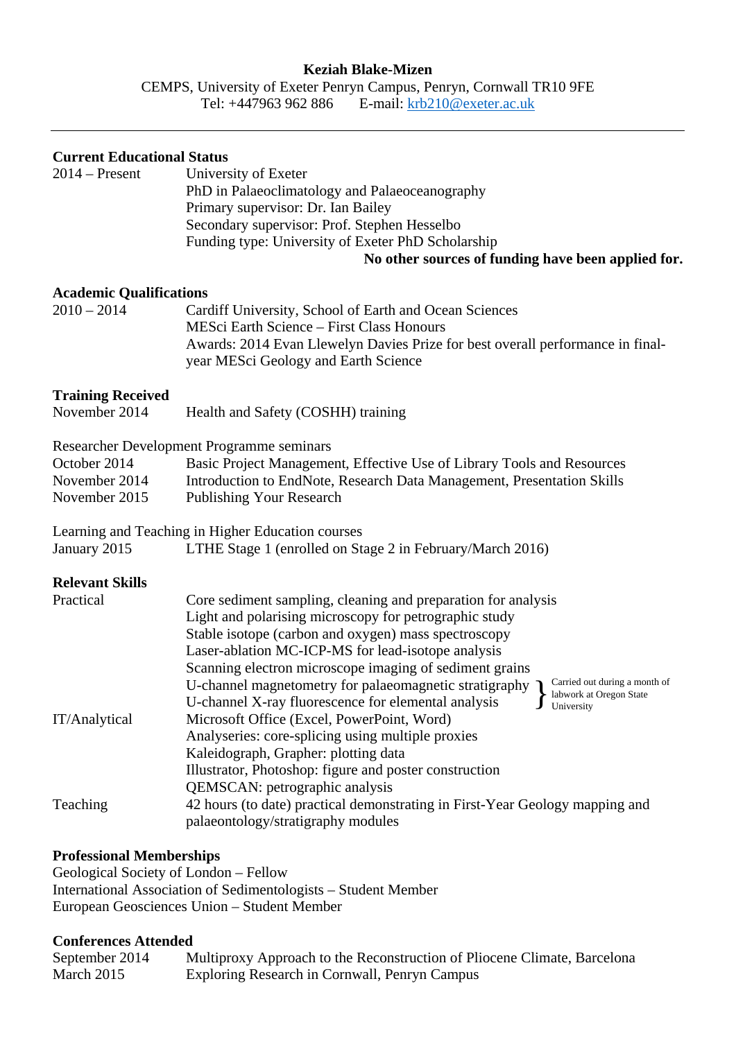**Keziah Blake-Mizen**

CEMPS, University of Exeter Penryn Campus, Penryn, Cornwall TR10 9FE
Tel: +447963 962 886 E-mail: krb210@exeter.ac.uk

---

**Current Educational Status**

| | |
|---|---|
| 2014 – Present | University of Exeter<br>PhD in Palaeoclimatology and Palaeoceanography<br>Primary supervisor: Dr. Ian Bailey<br>Secondary supervisor: Prof. Stephen Hesselbo<br>Funding type: University of Exeter PhD Scholarship |

**No other sources of funding have been applied for.**

**Academic Qualifications**

| | |
|---|---|
| 2010 – 2014 | Cardiff University, School of Earth and Ocean Sciences<br>MESci Earth Science – First Class Honours<br>Awards: 2014 Evan Llewelyn Davies Prize for best overall performance in final-year MESci Geology and Earth Science |

**Training Received**

| | |
|---|---|
| November 2014 | Health and Safety (COSHH) training |

Researcher Development Programme seminars

| | |
|---|---|
| October 2014 | Basic Project Management, Effective Use of Library Tools and Resources |
| November 2014 | Introduction to EndNote, Research Data Management, Presentation Skills |
| November 2015 | Publishing Your Research |

Learning and Teaching in Higher Education courses

| | |
|---|---|
| January 2015 | LTHE Stage 1 (enrolled on Stage 2 in February/March 2016) |

**Relevant Skills**

| | |
|---|---|
| Practical | Core sediment sampling, cleaning and preparation for analysis<br>Light and polarising microscopy for petrographic study<br>Stable isotope (carbon and oxygen) mass spectroscopy<br>Laser-ablation MC-ICP-MS for lead-isotope analysis<br>Scanning electron microscope imaging of sediment grains<br>U-channel magnetometry for palaeomagnetic stratigraphy }<br>U-channel X-ray fluorescence for elemental analysis } Carried out during a month of labwork at Oregon State University |
| IT/Analytical | Microsoft Office (Excel, PowerPoint, Word)<br>Analyseries: core-splicing using multiple proxies<br>Kaleidograph, Grapher: plotting data<br>Illustrator, Photoshop: figure and poster construction<br>QEMSCAN: petrographic analysis |
| Teaching | 42 hours (to date) practical demonstrating in First-Year Geology mapping and palaeontology/stratigraphy modules |

**Professional Memberships**

Geological Society of London – Fellow
International Association of Sedimentologists – Student Member
European Geosciences Union – Student Member

**Conferences Attended**

| | |
|---|---|
| September 2014 | Multiproxy Approach to the Reconstruction of Pliocene Climate, Barcelona |
| March 2015 | Exploring Research in Cornwall, Penryn Campus |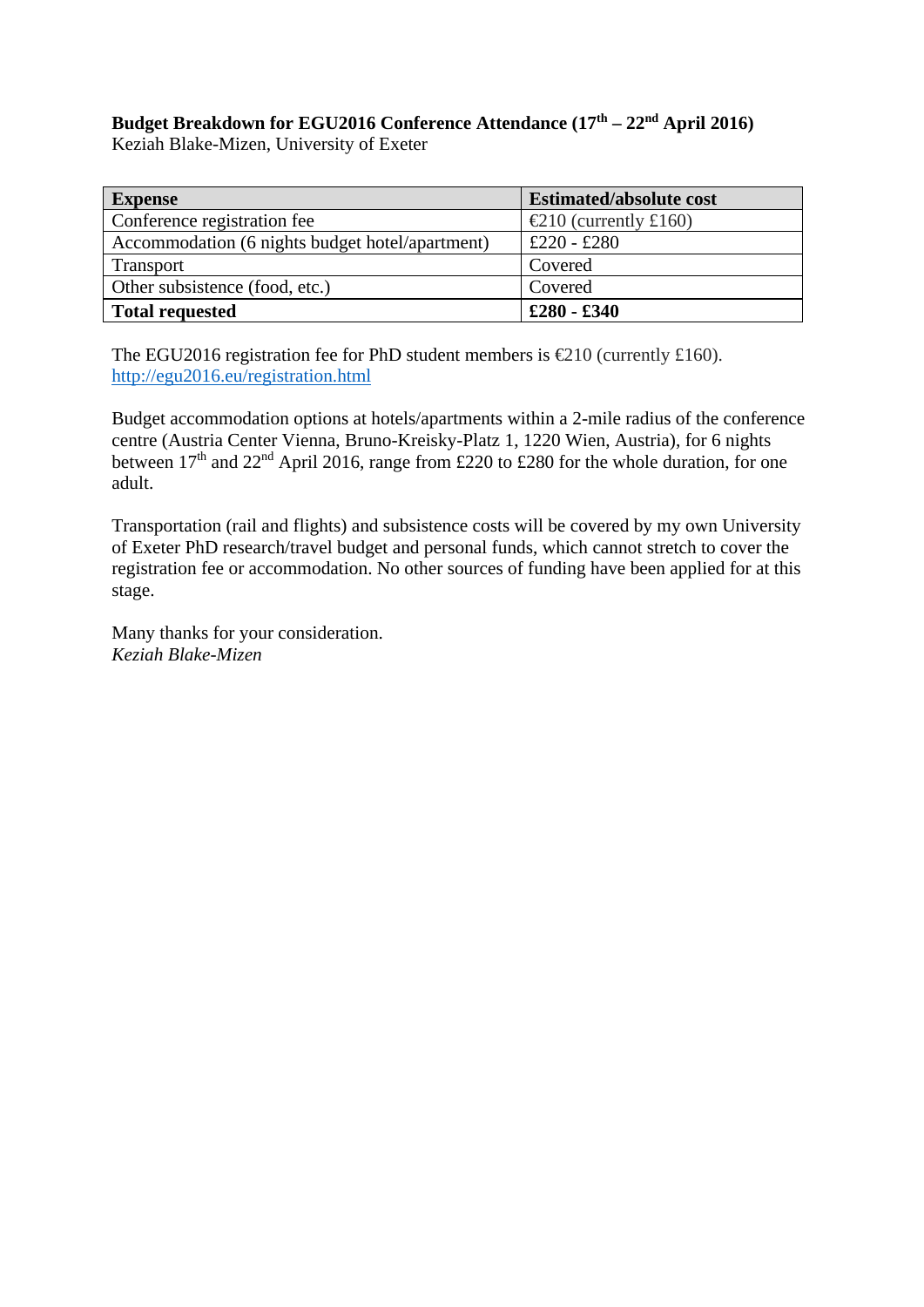**Budget Breakdown for EGU2016 Conference Attendance (17th – 22nd April 2016)**
Keziah Blake-Mizen, University of Exeter

| **Expense** | **Estimated/absolute cost** |
|---|---|
| Conference registration fee | €210 (currently £160) |
| Accommodation (6 nights budget hotel/apartment) | £220 - £280 |
| Transport | Covered |
| Other subsistence (food, etc.) | Covered |
| **Total requested** | **£280 - £340** |

The EGU2016 registration fee for PhD student members is €210 (currently £160).
http://egu2016.eu/registration.html

Budget accommodation options at hotels/apartments within a 2-mile radius of the conference centre (Austria Center Vienna, Bruno-Kreisky-Platz 1, 1220 Wien, Austria), for 6 nights between 17th and 22nd April 2016, range from £220 to £280 for the whole duration, for one adult.

Transportation (rail and flights) and subsistence costs will be covered by my own University of Exeter PhD research/travel budget and personal funds, which cannot stretch to cover the registration fee or accommodation. No other sources of funding have been applied for at this stage.

Many thanks for your consideration.
*Keziah Blake-Mizen*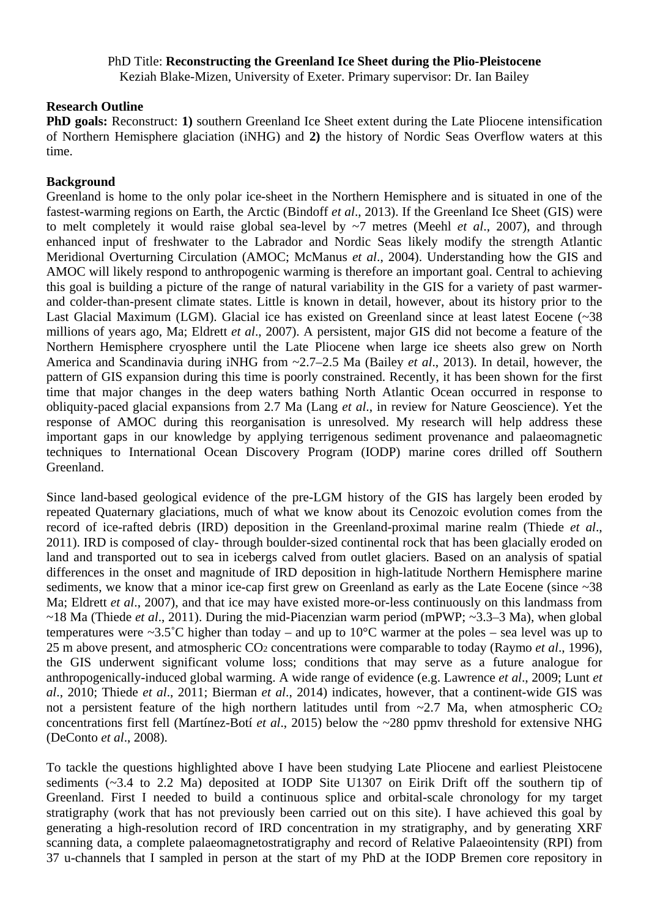PhD Title: **Reconstructing the Greenland Ice Sheet during the Plio-Pleistocene**
Keziah Blake-Mizen, University of Exeter. Primary supervisor: Dr. Ian Bailey

**Research Outline**

**PhD goals:** Reconstruct: **1)** southern Greenland Ice Sheet extent during the Late Pliocene intensification of Northern Hemisphere glaciation (iNHG) and **2)** the history of Nordic Seas Overflow waters at this time.

**Background**

Greenland is home to the only polar ice-sheet in the Northern Hemisphere and is situated in one of the fastest-warming regions on Earth, the Arctic (Bindoff *et al*., 2013). If the Greenland Ice Sheet (GIS) were to melt completely it would raise global sea-level by ~7 metres (Meehl *et al*., 2007), and through enhanced input of freshwater to the Labrador and Nordic Seas likely modify the strength Atlantic Meridional Overturning Circulation (AMOC; McManus *et al*., 2004). Understanding how the GIS and AMOC will likely respond to anthropogenic warming is therefore an important goal. Central to achieving this goal is building a picture of the range of natural variability in the GIS for a variety of past warmer- and colder-than-present climate states. Little is known in detail, however, about its history prior to the Last Glacial Maximum (LGM). Glacial ice has existed on Greenland since at least latest Eocene (~38 millions of years ago, Ma; Eldrett *et al*., 2007). A persistent, major GIS did not become a feature of the Northern Hemisphere cryosphere until the Late Pliocene when large ice sheets also grew on North America and Scandinavia during iNHG from ~2.7–2.5 Ma (Bailey *et al*., 2013). In detail, however, the pattern of GIS expansion during this time is poorly constrained. Recently, it has been shown for the first time that major changes in the deep waters bathing North Atlantic Ocean occurred in response to obliquity-paced glacial expansions from 2.7 Ma (Lang *et al*., in review for Nature Geoscience). Yet the response of AMOC during this reorganisation is unresolved. My research will help address these important gaps in our knowledge by applying terrigenous sediment provenance and palaeomagnetic techniques to International Ocean Discovery Program (IODP) marine cores drilled off Southern Greenland.

Since land-based geological evidence of the pre-LGM history of the GIS has largely been eroded by repeated Quaternary glaciations, much of what we know about its Cenozoic evolution comes from the record of ice-rafted debris (IRD) deposition in the Greenland-proximal marine realm (Thiede *et al*., 2011). IRD is composed of clay- through boulder-sized continental rock that has been glacially eroded on land and transported out to sea in icebergs calved from outlet glaciers. Based on an analysis of spatial differences in the onset and magnitude of IRD deposition in high-latitude Northern Hemisphere marine sediments, we know that a minor ice-cap first grew on Greenland as early as the Late Eocene (since ~38 Ma; Eldrett *et al*., 2007), and that ice may have existed more-or-less continuously on this landmass from ~18 Ma (Thiede *et al*., 2011). During the mid-Piacenzian warm period (mPWP; ~3.3–3 Ma), when global temperatures were ~3.5˚C higher than today – and up to 10°C warmer at the poles – sea level was up to 25 m above present, and atmospheric $CO_2$ concentrations were comparable to today (Raymo *et al*., 1996), the GIS underwent significant volume loss; conditions that may serve as a future analogue for anthropogenically-induced global warming. A wide range of evidence (e.g. Lawrence *et al*., 2009; Lunt *et al*., 2010; Thiede *et al*., 2011; Bierman *et al*., 2014) indicates, however, that a continent-wide GIS was not a persistent feature of the high northern latitudes until from ~2.7 Ma, when atmospheric $CO_2$ concentrations first fell (Martínez-Botí *et al*., 2015) below the ~280 ppmv threshold for extensive NHG (DeConto *et al*., 2008).

To tackle the questions highlighted above I have been studying Late Pliocene and earliest Pleistocene sediments (~3.4 to 2.2 Ma) deposited at IODP Site U1307 on Eirik Drift off the southern tip of Greenland. First I needed to build a continuous splice and orbital-scale chronology for my target stratigraphy (work that has not previously been carried out on this site). I have achieved this goal by generating a high-resolution record of IRD concentration in my stratigraphy, and by generating XRF scanning data, a complete palaeomagnetostratigraphy and record of Relative Palaeointensity (RPI) from 37 u-channels that I sampled in person at the start of my PhD at the IODP Bremen core repository in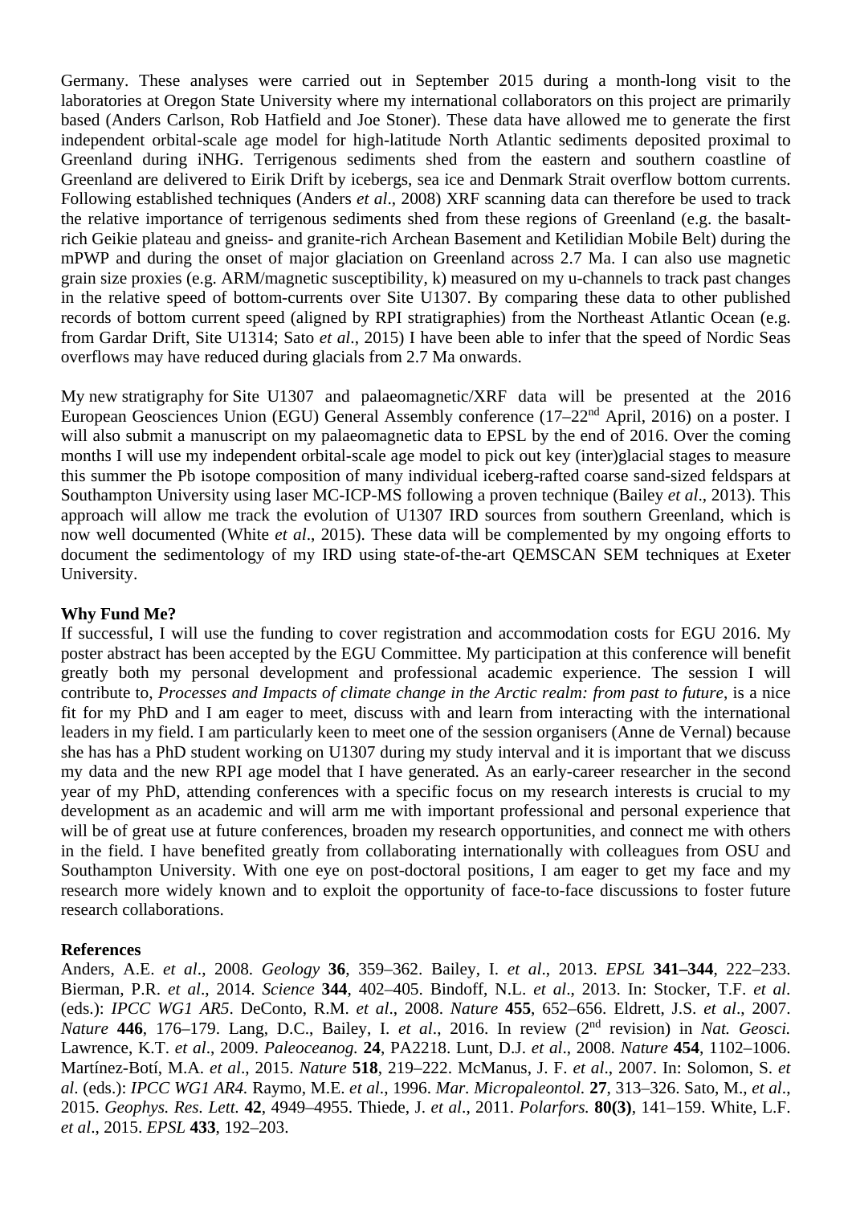Germany. These analyses were carried out in September 2015 during a month-long visit to the laboratories at Oregon State University where my international collaborators on this project are primarily based (Anders Carlson, Rob Hatfield and Joe Stoner). These data have allowed me to generate the first independent orbital-scale age model for high-latitude North Atlantic sediments deposited proximal to Greenland during iNHG. Terrigenous sediments shed from the eastern and southern coastline of Greenland are delivered to Eirik Drift by icebergs, sea ice and Denmark Strait overflow bottom currents. Following established techniques (Anders *et al*., 2008) XRF scanning data can therefore be used to track the relative importance of terrigenous sediments shed from these regions of Greenland (e.g. the basalt-rich Geikie plateau and gneiss- and granite-rich Archean Basement and Ketilidian Mobile Belt) during the mPWP and during the onset of major glaciation on Greenland across 2.7 Ma. I can also use magnetic grain size proxies (e.g. ARM/magnetic susceptibility, k) measured on my u-channels to track past changes in the relative speed of bottom-currents over Site U1307. By comparing these data to other published records of bottom current speed (aligned by RPI stratigraphies) from the Northeast Atlantic Ocean (e.g. from Gardar Drift, Site U1314; Sato *et al*., 2015) I have been able to infer that the speed of Nordic Seas overflows may have reduced during glacials from 2.7 Ma onwards.

My new stratigraphy for Site U1307 and palaeomagnetic/XRF data will be presented at the 2016 European Geosciences Union (EGU) General Assembly conference (17–22nd April, 2016) on a poster. I will also submit a manuscript on my palaeomagnetic data to EPSL by the end of 2016. Over the coming months I will use my independent orbital-scale age model to pick out key (inter)glacial stages to measure this summer the Pb isotope composition of many individual iceberg-rafted coarse sand-sized feldspars at Southampton University using laser MC-ICP-MS following a proven technique (Bailey *et al*., 2013). This approach will allow me track the evolution of U1307 IRD sources from southern Greenland, which is now well documented (White *et al*., 2015). These data will be complemented by my ongoing efforts to document the sedimentology of my IRD using state-of-the-art QEMSCAN SEM techniques at Exeter University.

**Why Fund Me?**

If successful, I will use the funding to cover registration and accommodation costs for EGU 2016. My poster abstract has been accepted by the EGU Committee. My participation at this conference will benefit greatly both my personal development and professional academic experience. The session I will contribute to, *Processes and Impacts of climate change in the Arctic realm: from past to future*, is a nice fit for my PhD and I am eager to meet, discuss with and learn from interacting with the international leaders in my field. I am particularly keen to meet one of the session organisers (Anne de Vernal) because she has has a PhD student working on U1307 during my study interval and it is important that we discuss my data and the new RPI age model that I have generated. As an early-career researcher in the second year of my PhD, attending conferences with a specific focus on my research interests is crucial to my development as an academic and will arm me with important professional and personal experience that will be of great use at future conferences, broaden my research opportunities, and connect me with others in the field. I have benefited greatly from collaborating internationally with colleagues from OSU and Southampton University. With one eye on post-doctoral positions, I am eager to get my face and my research more widely known and to exploit the opportunity of face-to-face discussions to foster future research collaborations.

**References**

Anders, A.E. *et al*., 2008. *Geology* **36**, 359–362. Bailey, I. *et al*., 2013. *EPSL* **341–344**, 222–233. Bierman, P.R. *et al*., 2014. *Science* **344**, 402–405. Bindoff, N.L. *et al*., 2013. In: Stocker, T.F. *et al*. (eds.): *IPCC WG1 AR5*. DeConto, R.M. *et al*., 2008. *Nature* **455**, 652–656. Eldrett, J.S. *et al*., 2007. *Nature* **446**, 176–179. Lang, D.C., Bailey, I. *et al*., 2016. In review (2nd revision) in *Nat. Geosci.* Lawrence, K.T. *et al*., 2009. *Paleoceanog.* **24**, PA2218. Lunt, D.J. *et al*., 2008. *Nature* **454**, 1102–1006. Martínez-Botí, M.A. *et al*., 2015. *Nature* **518**, 219–222. McManus, J. F. *et al*., 2007. In: Solomon, S. *et al*. (eds.): *IPCC WG1 AR4*. Raymo, M.E. *et al*., 1996. *Mar. Micropaleontol.* **27**, 313–326. Sato, M., *et al*., 2015. *Geophys. Res. Lett.* **42**, 4949–4955. Thiede, J. *et al*., 2011. *Polarfors.* **80(3)**, 141–159. White, L.F. *et al*., 2015. *EPSL* **433**, 192–203.